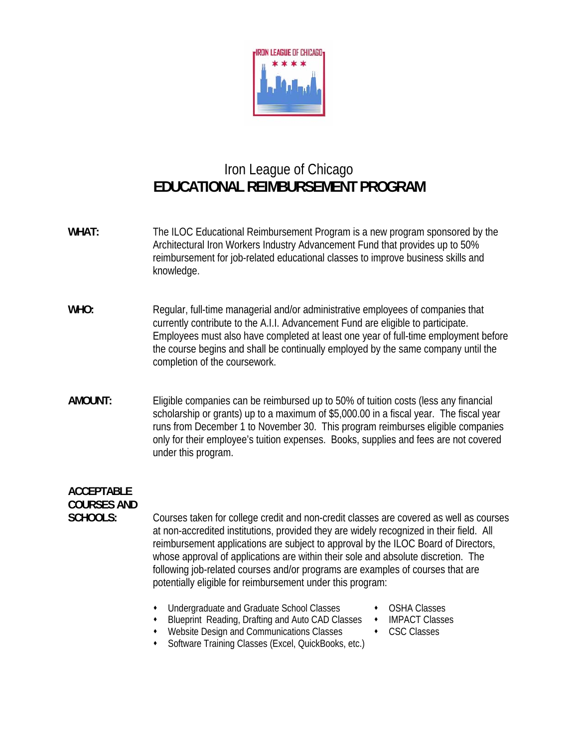# Iron League of Chicago
## EDUCATIONAL REIMBURSEMENT PROGRAM

**WHAT:** The ILOC Educational Reimbursement Program is a new program sponsored by the Architectural Iron Workers Industry Advancement Fund that provides up to 50% reimbursement for job-related educational classes to improve business skills and knowledge.

**WHO:** Regular, full-time managerial and/or administrative employees of companies that currently contribute to the A.I.I. Advancement Fund are eligible to participate. Employees must also have completed at least one year of full-time employment before the course begins and shall be continually employed by the same company until the completion of the coursework.

**AMOUNT:** Eligible companies can be reimbursed up to 50% of tuition costs (less any financial scholarship or grants) up to a maximum of $5,000.00 in a fiscal year. The fiscal year runs from December 1 to November 30. This program reimburses eligible companies only for their employee's tuition expenses. Books, supplies and fees are not covered under this program.

**ACCEPTABLE COURSES AND SCHOOLS:** Courses taken for college credit and non-credit classes are covered as well as courses at non-accredited institutions, provided they are widely recognized in their field. All reimbursement applications are subject to approval by the ILOC Board of Directors, whose approval of applications are within their sole and absolute discretion. The following job-related courses and/or programs are examples of courses that are potentially eligible for reimbursement under this program:

- Undergraduate and Graduate School Classes
- Blueprint Reading, Drafting and Auto CAD Classes
- Website Design and Communications Classes
- Software Training Classes (Excel, QuickBooks, etc.)
- OSHA Classes
- IMPACT Classes
- CSC Classes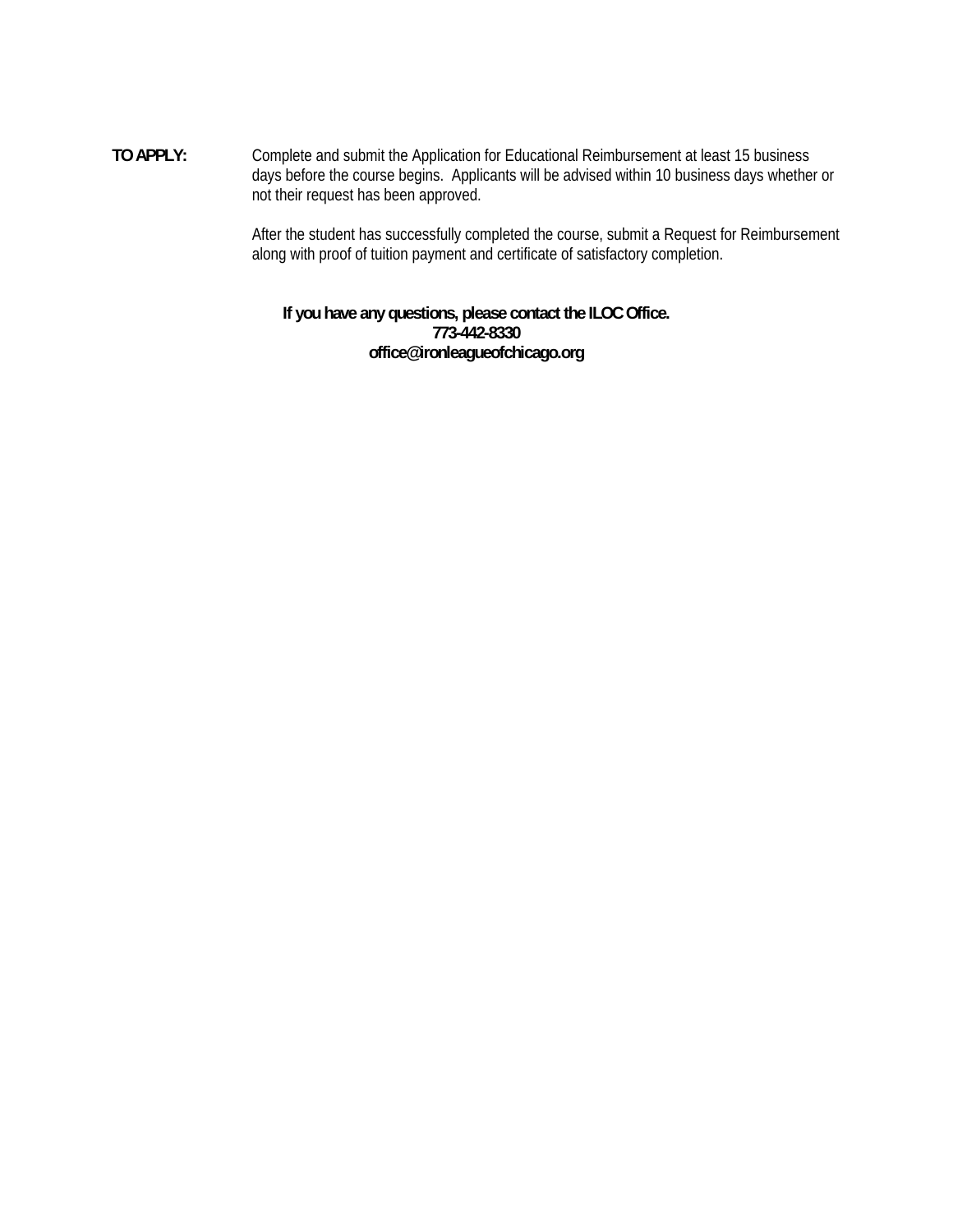**TO APPLY:** Complete and submit the Application for Educational Reimbursement at least 15 business days before the course begins. Applicants will be advised within 10 business days whether or not their request has been approved.

After the student has successfully completed the course, submit a Request for Reimbursement along with proof of tuition payment and certificate of satisfactory completion.

**If you have any questions, please contact the ILOC Office.**
**773-442-8330**
**office@ironleagueofchicago.org**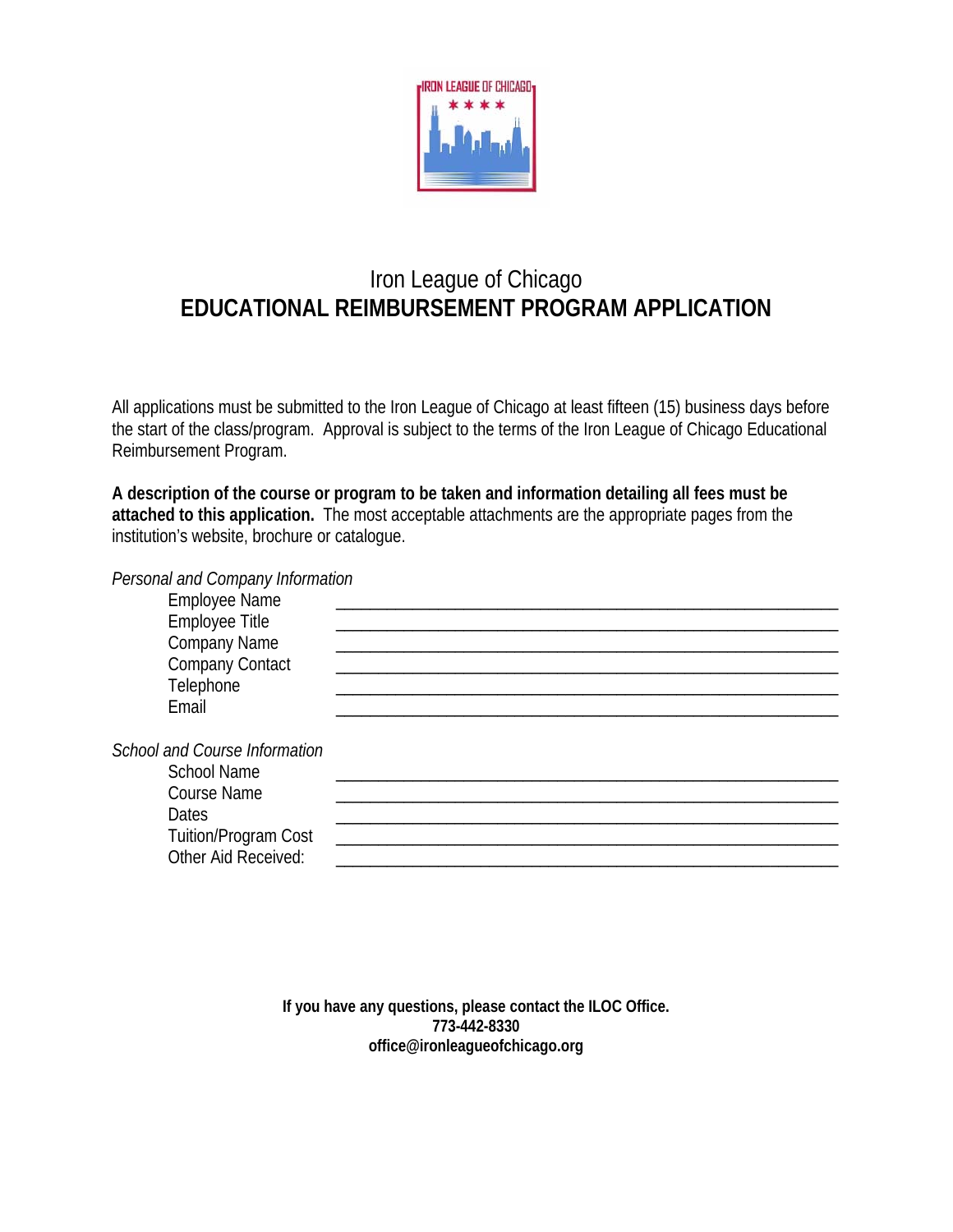# Iron League of Chicago
## EDUCATIONAL REIMBURSEMENT PROGRAM APPLICATION

All applications must be submitted to the Iron League of Chicago at least fifteen (15) business days before the start of the class/program. Approval is subject to the terms of the Iron League of Chicago Educational Reimbursement Program.

**A description of the course or program to be taken and information detailing all fees must be attached to this application.** The most acceptable attachments are the appropriate pages from the institution's website, brochure or catalogue.

*Personal and Company Information*

Employee Name ____________________________________________

Employee Title ____________________________________________

Company Name ____________________________________________

Company Contact ____________________________________________

Telephone ____________________________________________

Email ____________________________________________

*School and Course Information*

School Name ____________________________________________

Course Name ____________________________________________

Dates ____________________________________________

Tuition/Program Cost ____________________________________________

Other Aid Received: ____________________________________________

**If you have any questions, please contact the ILOC Office.**
**773-442-8330**
**office@ironleagueofchicago.org**